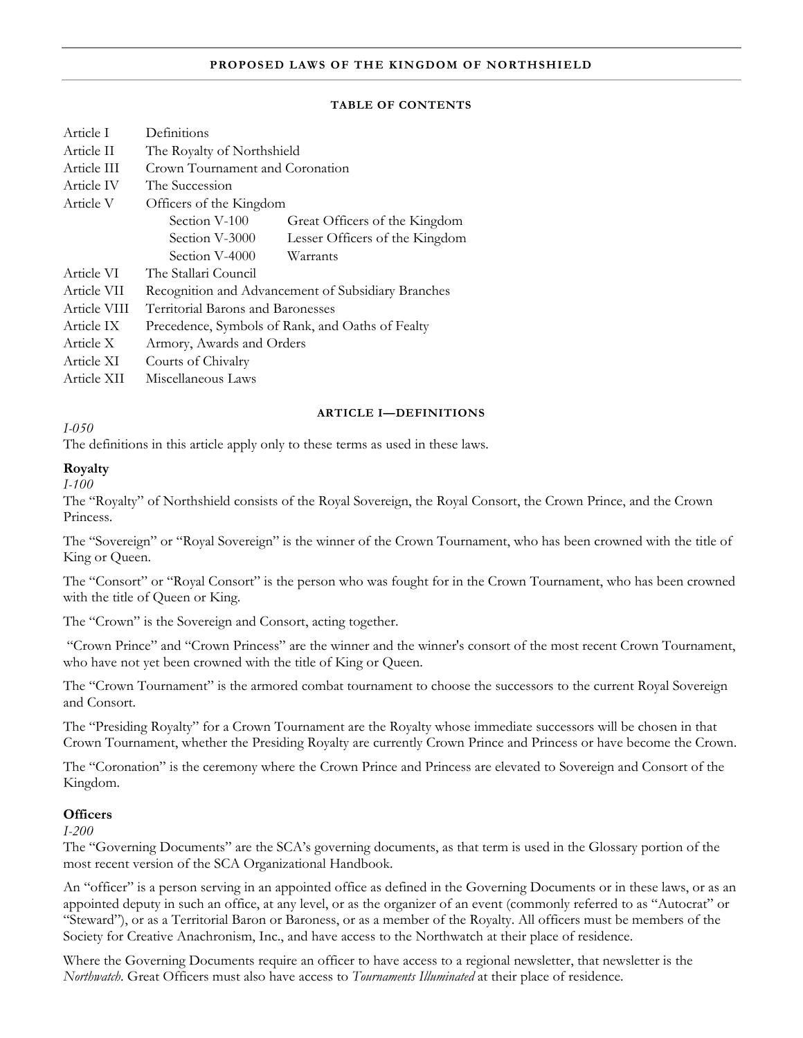# PROPOSED LAWS OF THE KINGDOM OF NORTHSHIELD

## TABLE OF CONTENTS

| | | |
|---|---|---|
| Article I | Definitions | |
| Article II | The Royalty of Northshield | |
| Article III | Crown Tournament and Coronation | |
| Article IV | The Succession | |
| Article V | Officers of the Kingdom | |
| | Section V-100 | Great Officers of the Kingdom |
| | Section V-3000 | Lesser Officers of the Kingdom |
| | Section V-4000 | Warrants |
| Article VI | The Stallari Council | |
| Article VII | Recognition and Advancement of Subsidiary Branches | |
| Article VIII | Territorial Barons and Baronesses | |
| Article IX | Precedence, Symbols of Rank, and Oaths of Fealty | |
| Article X | Armory, Awards and Orders | |
| Article XI | Courts of Chivalry | |
| Article XII | Miscellaneous Laws | |

## ARTICLE I—DEFINITIONS

*I-050*

The definitions in this article apply only to these terms as used in these laws.

### Royalty

*I-100*

The "Royalty" of Northshield consists of the Royal Sovereign, the Royal Consort, the Crown Prince, and the Crown Princess.

The "Sovereign" or "Royal Sovereign" is the winner of the Crown Tournament, who has been crowned with the title of King or Queen.

The "Consort" or "Royal Consort" is the person who was fought for in the Crown Tournament, who has been crowned with the title of Queen or King.

The "Crown" is the Sovereign and Consort, acting together.

"Crown Prince" and "Crown Princess" are the winner and the winner's consort of the most recent Crown Tournament, who have not yet been crowned with the title of King or Queen.

The "Crown Tournament" is the armored combat tournament to choose the successors to the current Royal Sovereign and Consort.

The "Presiding Royalty" for a Crown Tournament are the Royalty whose immediate successors will be chosen in that Crown Tournament, whether the Presiding Royalty are currently Crown Prince and Princess or have become the Crown.

The "Coronation" is the ceremony where the Crown Prince and Princess are elevated to Sovereign and Consort of the Kingdom.

### Officers

*I-200*

The "Governing Documents" are the SCA's governing documents, as that term is used in the Glossary portion of the most recent version of the SCA Organizational Handbook.

An "officer" is a person serving in an appointed office as defined in the Governing Documents or in these laws, or as an appointed deputy in such an office, at any level, or as the organizer of an event (commonly referred to as "Autocrat" or "Steward"), or as a Territorial Baron or Baroness, or as a member of the Royalty. All officers must be members of the Society for Creative Anachronism, Inc., and have access to the Northwatch at their place of residence.

Where the Governing Documents require an officer to have access to a regional newsletter, that newsletter is the *Northwatch*. Great Officers must also have access to *Tournaments Illuminated* at their place of residence.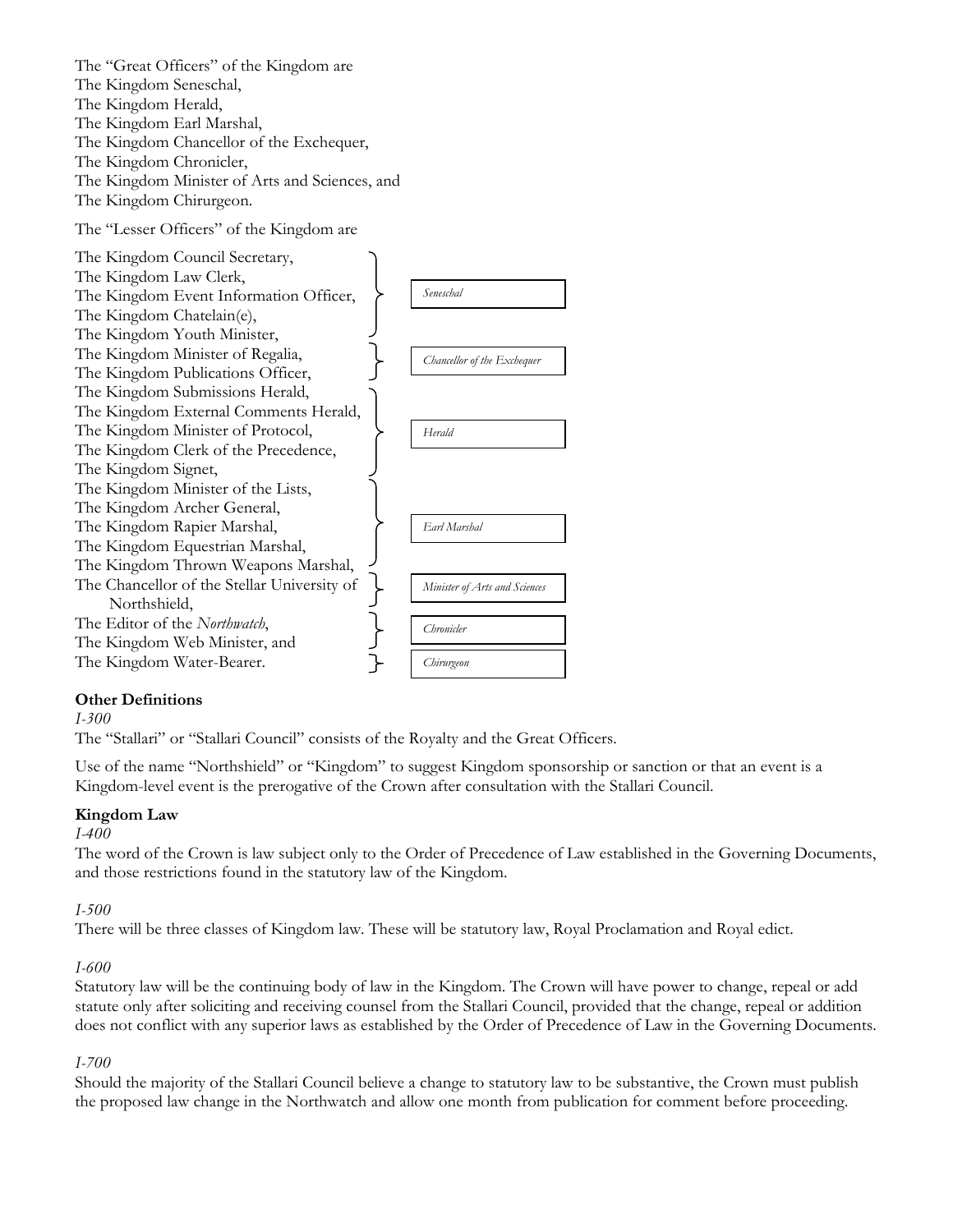The "Great Officers" of the Kingdom are
The Kingdom Seneschal,
The Kingdom Herald,
The Kingdom Earl Marshal,
The Kingdom Chancellor of the Exchequer,
The Kingdom Chronicler,
The Kingdom Minister of Arts and Sciences, and
The Kingdom Chirurgeon.

The "Lesser Officers" of the Kingdom are

| Lesser Officer | Reports to |
| --- | --- |
| The Kingdom Council Secretary, | *Seneschal* |
| The Kingdom Law Clerk, | *Seneschal* |
| The Kingdom Event Information Officer, | *Seneschal* |
| The Kingdom Chatelain(e), | *Seneschal* |
| The Kingdom Youth Minister, | *Seneschal* |
| The Kingdom Minister of Regalia, | *Chancellor of the Exchequer* |
| The Kingdom Publications Officer, | *Chancellor of the Exchequer* |
| The Kingdom Submissions Herald, | *Herald* |
| The Kingdom External Comments Herald, | *Herald* |
| The Kingdom Minister of Protocol, | *Herald* |
| The Kingdom Clerk of the Precedence, | *Herald* |
| The Kingdom Signet, | *Herald* |
| The Kingdom Minister of the Lists, | *Earl Marshal* |
| The Kingdom Archer General, | *Earl Marshal* |
| The Kingdom Rapier Marshal, | *Earl Marshal* |
| The Kingdom Equestrian Marshal, | *Earl Marshal* |
| The Kingdom Thrown Weapons Marshal, | *Earl Marshal* |
| The Chancellor of the Stellar University of Northshield, | *Minister of Arts and Sciences* |
| The Editor of the *Northwatch*, | *Chronicler* |
| The Kingdom Web Minister, and | *Chronicler* |
| The Kingdom Water-Bearer. | *Chirurgeon* |

### Other Definitions

*I-300*

The "Stallari" or "Stallari Council" consists of the Royalty and the Great Officers.

Use of the name "Northshield" or "Kingdom" to suggest Kingdom sponsorship or sanction or that an event is a Kingdom-level event is the prerogative of the Crown after consultation with the Stallari Council.

### Kingdom Law

*I-400*

The word of the Crown is law subject only to the Order of Precedence of Law established in the Governing Documents, and those restrictions found in the statutory law of the Kingdom.

*I-500*

There will be three classes of Kingdom law. These will be statutory law, Royal Proclamation and Royal edict.

*I-600*

Statutory law will be the continuing body of law in the Kingdom. The Crown will have power to change, repeal or add statute only after soliciting and receiving counsel from the Stallari Council, provided that the change, repeal or addition does not conflict with any superior laws as established by the Order of Precedence of Law in the Governing Documents.

*I-700*

Should the majority of the Stallari Council believe a change to statutory law to be substantive, the Crown must publish the proposed law change in the Northwatch and allow one month from publication for comment before proceeding.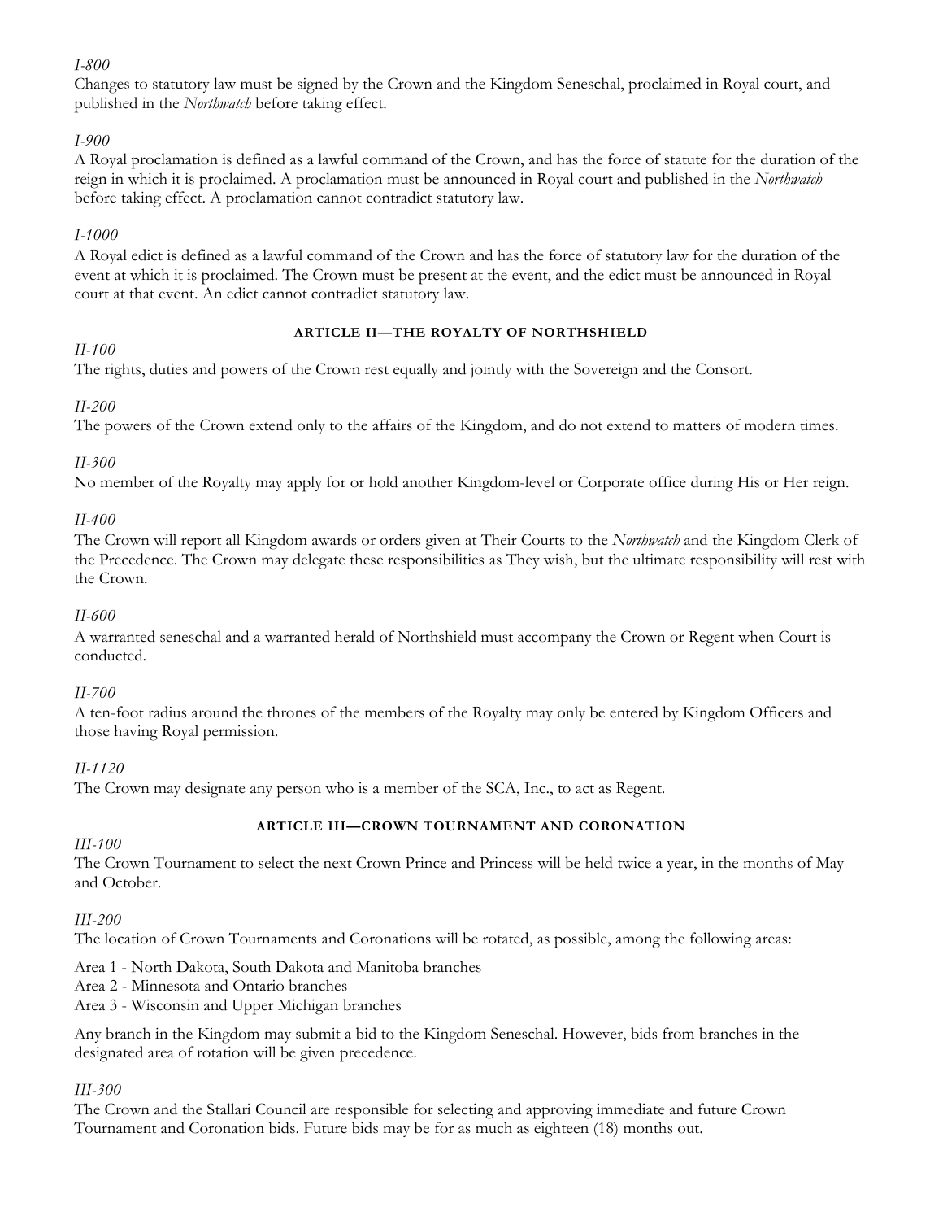*I-800*

Changes to statutory law must be signed by the Crown and the Kingdom Seneschal, proclaimed in Royal court, and published in the *Northwatch* before taking effect.

*I-900*

A Royal proclamation is defined as a lawful command of the Crown, and has the force of statute for the duration of the reign in which it is proclaimed. A proclamation must be announced in Royal court and published in the *Northwatch* before taking effect. A proclamation cannot contradict statutory law.

*I-1000*

A Royal edict is defined as a lawful command of the Crown and has the force of statutory law for the duration of the event at which it is proclaimed. The Crown must be present at the event, and the edict must be announced in Royal court at that event. An edict cannot contradict statutory law.

## ARTICLE II—THE ROYALTY OF NORTHSHIELD

*II-100*

The rights, duties and powers of the Crown rest equally and jointly with the Sovereign and the Consort.

*II-200*

The powers of the Crown extend only to the affairs of the Kingdom, and do not extend to matters of modern times.

*II-300*

No member of the Royalty may apply for or hold another Kingdom-level or Corporate office during His or Her reign.

*II-400*

The Crown will report all Kingdom awards or orders given at Their Courts to the *Northwatch* and the Kingdom Clerk of the Precedence. The Crown may delegate these responsibilities as They wish, but the ultimate responsibility will rest with the Crown.

*II-600*

A warranted seneschal and a warranted herald of Northshield must accompany the Crown or Regent when Court is conducted.

*II-700*

A ten-foot radius around the thrones of the members of the Royalty may only be entered by Kingdom Officers and those having Royal permission.

*II-1120*

The Crown may designate any person who is a member of the SCA, Inc., to act as Regent.

## ARTICLE III—CROWN TOURNAMENT AND CORONATION

*III-100*

The Crown Tournament to select the next Crown Prince and Princess will be held twice a year, in the months of May and October.

*III-200*

The location of Crown Tournaments and Coronations will be rotated, as possible, among the following areas:

Area 1 - North Dakota, South Dakota and Manitoba branches
Area 2 - Minnesota and Ontario branches
Area 3 - Wisconsin and Upper Michigan branches

Any branch in the Kingdom may submit a bid to the Kingdom Seneschal. However, bids from branches in the designated area of rotation will be given precedence.

*III-300*

The Crown and the Stallari Council are responsible for selecting and approving immediate and future Crown Tournament and Coronation bids. Future bids may be for as much as eighteen (18) months out.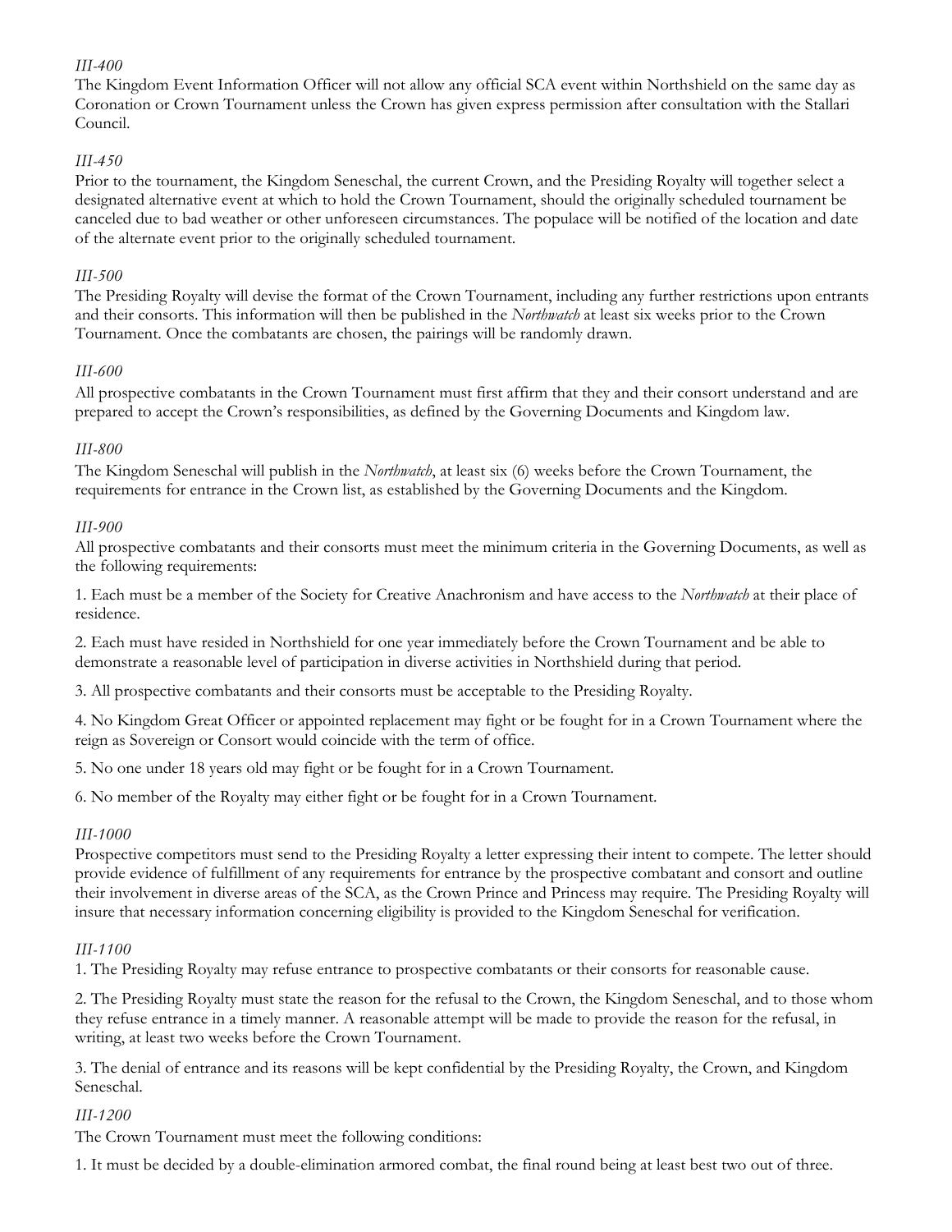*III-400*

The Kingdom Event Information Officer will not allow any official SCA event within Northshield on the same day as Coronation or Crown Tournament unless the Crown has given express permission after consultation with the Stallari Council.

*III-450*

Prior to the tournament, the Kingdom Seneschal, the current Crown, and the Presiding Royalty will together select a designated alternative event at which to hold the Crown Tournament, should the originally scheduled tournament be canceled due to bad weather or other unforeseen circumstances. The populace will be notified of the location and date of the alternate event prior to the originally scheduled tournament.

*III-500*

The Presiding Royalty will devise the format of the Crown Tournament, including any further restrictions upon entrants and their consorts. This information will then be published in the *Northwatch* at least six weeks prior to the Crown Tournament. Once the combatants are chosen, the pairings will be randomly drawn.

*III-600*

All prospective combatants in the Crown Tournament must first affirm that they and their consort understand and are prepared to accept the Crown's responsibilities, as defined by the Governing Documents and Kingdom law.

*III-800*

The Kingdom Seneschal will publish in the *Northwatch*, at least six (6) weeks before the Crown Tournament, the requirements for entrance in the Crown list, as established by the Governing Documents and the Kingdom.

*III-900*

All prospective combatants and their consorts must meet the minimum criteria in the Governing Documents, as well as the following requirements:

1. Each must be a member of the Society for Creative Anachronism and have access to the *Northwatch* at their place of residence.

2. Each must have resided in Northshield for one year immediately before the Crown Tournament and be able to demonstrate a reasonable level of participation in diverse activities in Northshield during that period.

3. All prospective combatants and their consorts must be acceptable to the Presiding Royalty.

4. No Kingdom Great Officer or appointed replacement may fight or be fought for in a Crown Tournament where the reign as Sovereign or Consort would coincide with the term of office.

5. No one under 18 years old may fight or be fought for in a Crown Tournament.

6. No member of the Royalty may either fight or be fought for in a Crown Tournament.

*III-1000*

Prospective competitors must send to the Presiding Royalty a letter expressing their intent to compete. The letter should provide evidence of fulfillment of any requirements for entrance by the prospective combatant and consort and outline their involvement in diverse areas of the SCA, as the Crown Prince and Princess may require. The Presiding Royalty will insure that necessary information concerning eligibility is provided to the Kingdom Seneschal for verification.

*III-1100*

1. The Presiding Royalty may refuse entrance to prospective combatants or their consorts for reasonable cause.

2. The Presiding Royalty must state the reason for the refusal to the Crown, the Kingdom Seneschal, and to those whom they refuse entrance in a timely manner. A reasonable attempt will be made to provide the reason for the refusal, in writing, at least two weeks before the Crown Tournament.

3. The denial of entrance and its reasons will be kept confidential by the Presiding Royalty, the Crown, and Kingdom Seneschal.

*III-1200*

The Crown Tournament must meet the following conditions:

1. It must be decided by a double-elimination armored combat, the final round being at least best two out of three.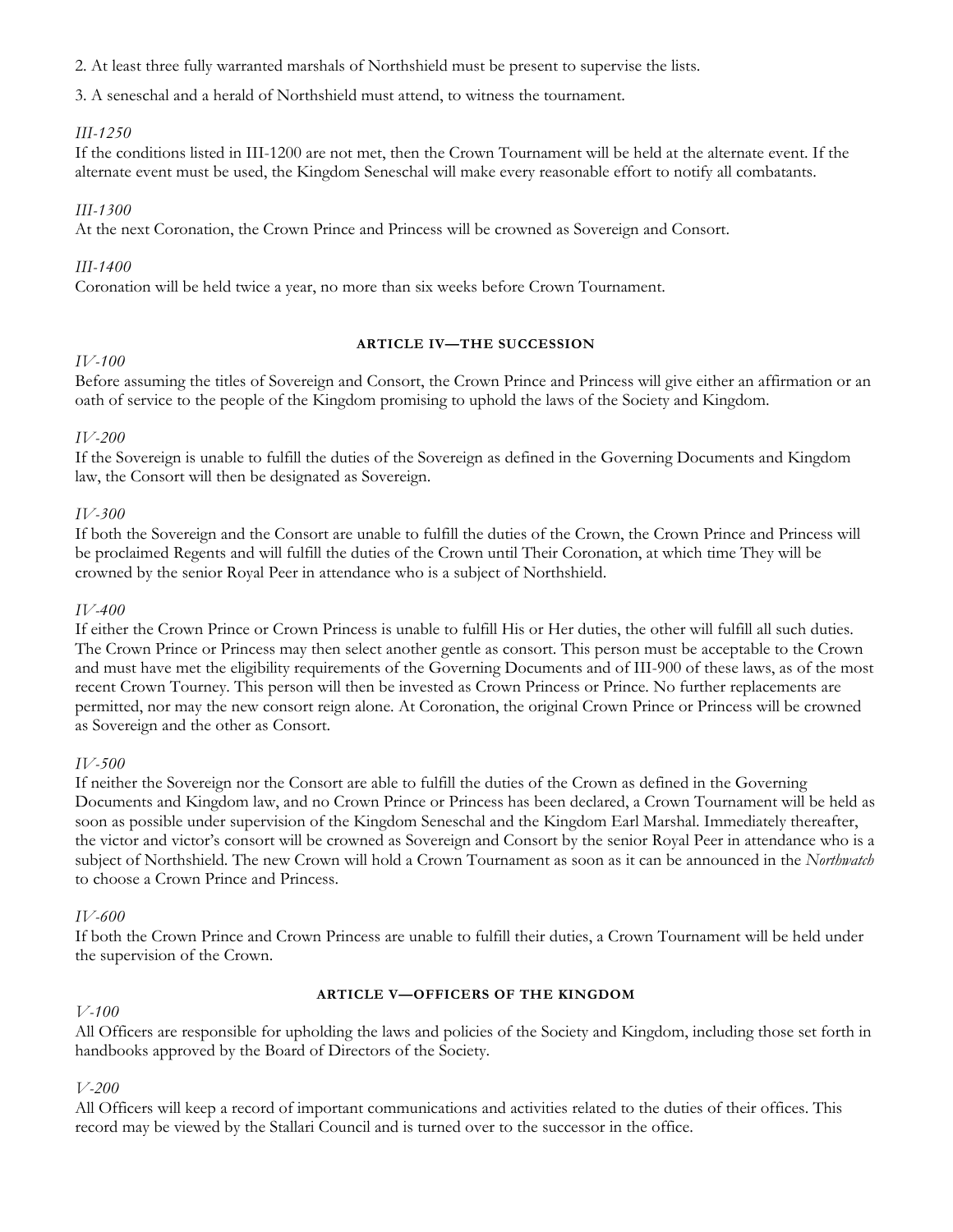2. At least three fully warranted marshals of Northshield must be present to supervise the lists.

3. A seneschal and a herald of Northshield must attend, to witness the tournament.

*III-1250*
If the conditions listed in III-1200 are not met, then the Crown Tournament will be held at the alternate event. If the alternate event must be used, the Kingdom Seneschal will make every reasonable effort to notify all combatants.

*III-1300*
At the next Coronation, the Crown Prince and Princess will be crowned as Sovereign and Consort.

*III-1400*
Coronation will be held twice a year, no more than six weeks before Crown Tournament.

## ARTICLE IV—THE SUCCESSION

*IV-100*
Before assuming the titles of Sovereign and Consort, the Crown Prince and Princess will give either an affirmation or an oath of service to the people of the Kingdom promising to uphold the laws of the Society and Kingdom.

*IV-200*
If the Sovereign is unable to fulfill the duties of the Sovereign as defined in the Governing Documents and Kingdom law, the Consort will then be designated as Sovereign.

*IV-300*
If both the Sovereign and the Consort are unable to fulfill the duties of the Crown, the Crown Prince and Princess will be proclaimed Regents and will fulfill the duties of the Crown until Their Coronation, at which time They will be crowned by the senior Royal Peer in attendance who is a subject of Northshield.

*IV-400*
If either the Crown Prince or Crown Princess is unable to fulfill His or Her duties, the other will fulfill all such duties. The Crown Prince or Princess may then select another gentle as consort. This person must be acceptable to the Crown and must have met the eligibility requirements of the Governing Documents and of III-900 of these laws, as of the most recent Crown Tourney. This person will then be invested as Crown Princess or Prince. No further replacements are permitted, nor may the new consort reign alone. At Coronation, the original Crown Prince or Princess will be crowned as Sovereign and the other as Consort.

*IV-500*
If neither the Sovereign nor the Consort are able to fulfill the duties of the Crown as defined in the Governing Documents and Kingdom law, and no Crown Prince or Princess has been declared, a Crown Tournament will be held as soon as possible under supervision of the Kingdom Seneschal and the Kingdom Earl Marshal. Immediately thereafter, the victor and victor's consort will be crowned as Sovereign and Consort by the senior Royal Peer in attendance who is a subject of Northshield. The new Crown will hold a Crown Tournament as soon as it can be announced in the *Northwatch* to choose a Crown Prince and Princess.

*IV-600*
If both the Crown Prince and Crown Princess are unable to fulfill their duties, a Crown Tournament will be held under the supervision of the Crown.

## ARTICLE V—OFFICERS OF THE KINGDOM

*V-100*
All Officers are responsible for upholding the laws and policies of the Society and Kingdom, including those set forth in handbooks approved by the Board of Directors of the Society.

*V-200*
All Officers will keep a record of important communications and activities related to the duties of their offices. This record may be viewed by the Stallari Council and is turned over to the successor in the office.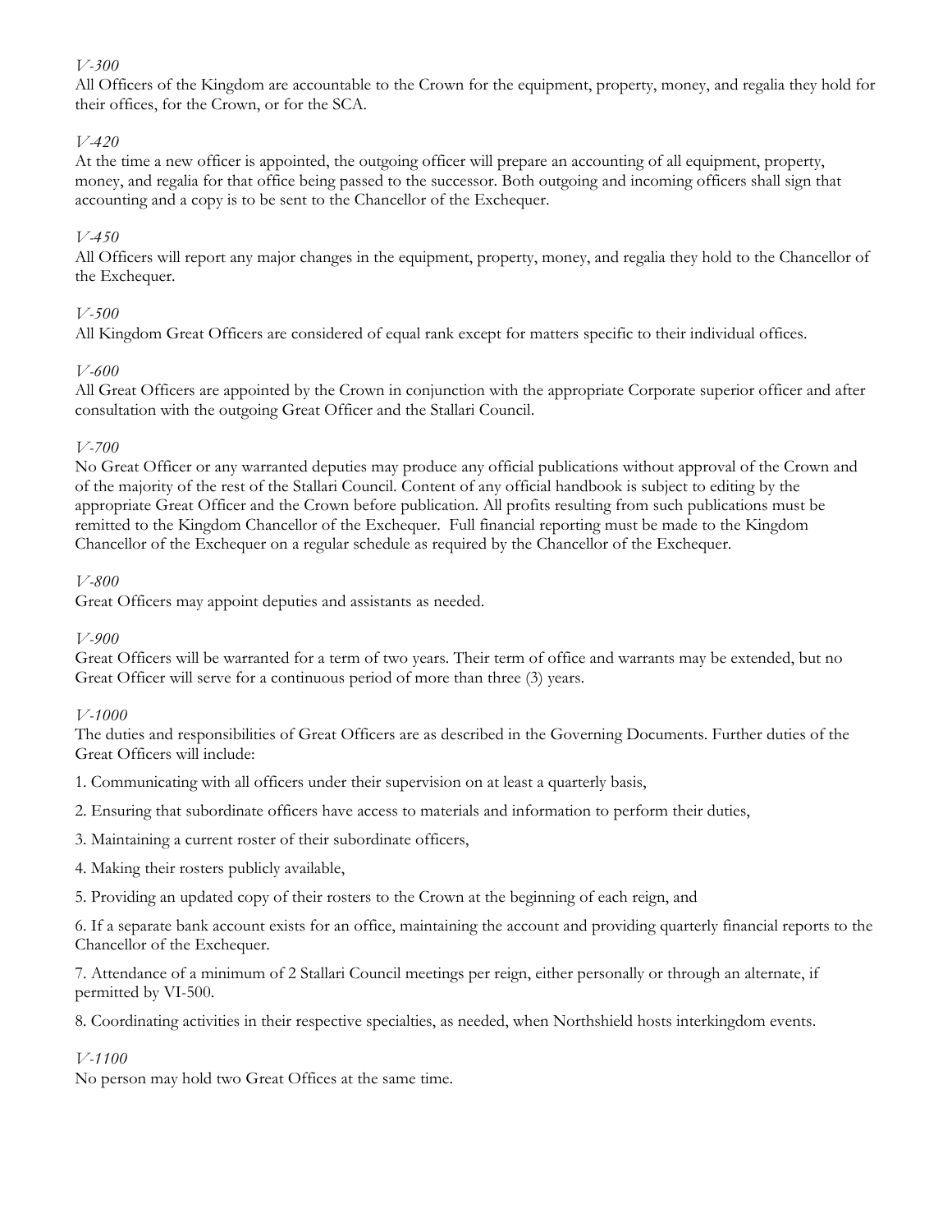*V-300*

All Officers of the Kingdom are accountable to the Crown for the equipment, property, money, and regalia they hold for their offices, for the Crown, or for the SCA.

*V-420*

At the time a new officer is appointed, the outgoing officer will prepare an accounting of all equipment, property, money, and regalia for that office being passed to the successor. Both outgoing and incoming officers shall sign that accounting and a copy is to be sent to the Chancellor of the Exchequer.

*V-450*

All Officers will report any major changes in the equipment, property, money, and regalia they hold to the Chancellor of the Exchequer.

*V-500*

All Kingdom Great Officers are considered of equal rank except for matters specific to their individual offices.

*V-600*

All Great Officers are appointed by the Crown in conjunction with the appropriate Corporate superior officer and after consultation with the outgoing Great Officer and the Stallari Council.

*V-700*

No Great Officer or any warranted deputies may produce any official publications without approval of the Crown and of the majority of the rest of the Stallari Council. Content of any official handbook is subject to editing by the appropriate Great Officer and the Crown before publication. All profits resulting from such publications must be remitted to the Kingdom Chancellor of the Exchequer. Full financial reporting must be made to the Kingdom Chancellor of the Exchequer on a regular schedule as required by the Chancellor of the Exchequer.

*V-800*

Great Officers may appoint deputies and assistants as needed.

*V-900*

Great Officers will be warranted for a term of two years. Their term of office and warrants may be extended, but no Great Officer will serve for a continuous period of more than three (3) years.

*V-1000*

The duties and responsibilities of Great Officers are as described in the Governing Documents. Further duties of the Great Officers will include:

1. Communicating with all officers under their supervision on at least a quarterly basis,

2. Ensuring that subordinate officers have access to materials and information to perform their duties,

3. Maintaining a current roster of their subordinate officers,

4. Making their rosters publicly available,

5. Providing an updated copy of their rosters to the Crown at the beginning of each reign, and

6. If a separate bank account exists for an office, maintaining the account and providing quarterly financial reports to the Chancellor of the Exchequer.

7. Attendance of a minimum of 2 Stallari Council meetings per reign, either personally or through an alternate, if permitted by VI-500.

8. Coordinating activities in their respective specialties, as needed, when Northshield hosts interkingdom events.

*V-1100*

No person may hold two Great Offices at the same time.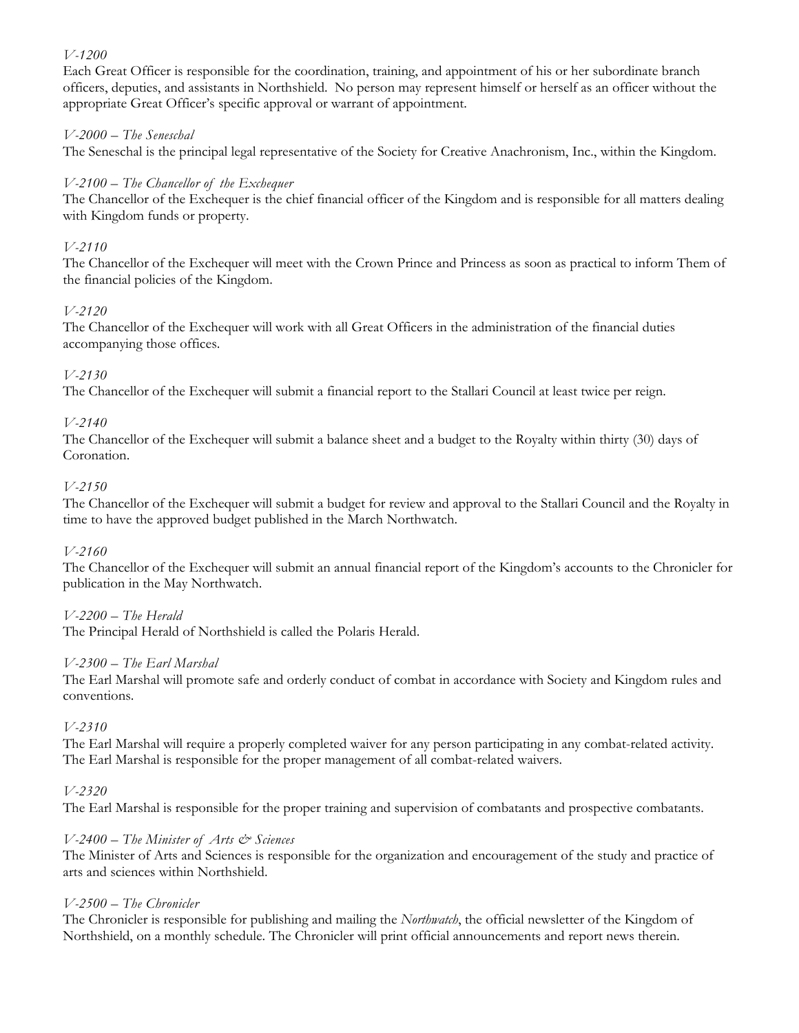*V-1200*

Each Great Officer is responsible for the coordination, training, and appointment of his or her subordinate branch officers, deputies, and assistants in Northshield. No person may represent himself or herself as an officer without the appropriate Great Officer's specific approval or warrant of appointment.

*V-2000 – The Seneschal*

The Seneschal is the principal legal representative of the Society for Creative Anachronism, Inc., within the Kingdom.

*V-2100 – The Chancellor of the Exchequer*

The Chancellor of the Exchequer is the chief financial officer of the Kingdom and is responsible for all matters dealing with Kingdom funds or property.

*V-2110*

The Chancellor of the Exchequer will meet with the Crown Prince and Princess as soon as practical to inform Them of the financial policies of the Kingdom.

*V-2120*

The Chancellor of the Exchequer will work with all Great Officers in the administration of the financial duties accompanying those offices.

*V-2130*

The Chancellor of the Exchequer will submit a financial report to the Stallari Council at least twice per reign.

*V-2140*

The Chancellor of the Exchequer will submit a balance sheet and a budget to the Royalty within thirty (30) days of Coronation.

*V-2150*

The Chancellor of the Exchequer will submit a budget for review and approval to the Stallari Council and the Royalty in time to have the approved budget published in the March Northwatch.

*V-2160*

The Chancellor of the Exchequer will submit an annual financial report of the Kingdom's accounts to the Chronicler for publication in the May Northwatch.

*V-2200 – The Herald*

The Principal Herald of Northshield is called the Polaris Herald.

*V-2300 – The Earl Marshal*

The Earl Marshal will promote safe and orderly conduct of combat in accordance with Society and Kingdom rules and conventions.

*V-2310*

The Earl Marshal will require a properly completed waiver for any person participating in any combat-related activity. The Earl Marshal is responsible for the proper management of all combat-related waivers.

*V-2320*

The Earl Marshal is responsible for the proper training and supervision of combatants and prospective combatants.

*V-2400 – The Minister of Arts & Sciences*

The Minister of Arts and Sciences is responsible for the organization and encouragement of the study and practice of arts and sciences within Northshield.

*V-2500 – The Chronicler*

The Chronicler is responsible for publishing and mailing the *Northwatch*, the official newsletter of the Kingdom of Northshield, on a monthly schedule. The Chronicler will print official announcements and report news therein.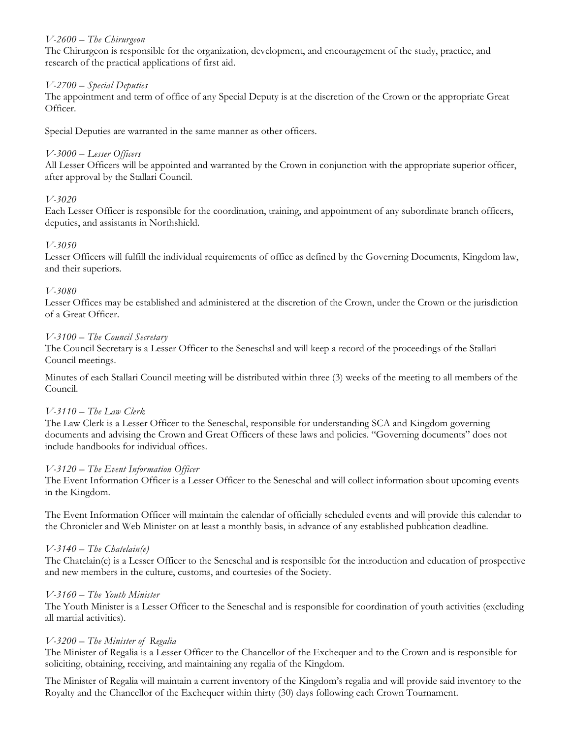*V-2600 – The Chirurgeon*

The Chirurgeon is responsible for the organization, development, and encouragement of the study, practice, and research of the practical applications of first aid.

*V-2700 – Special Deputies*

The appointment and term of office of any Special Deputy is at the discretion of the Crown or the appropriate Great Officer.

Special Deputies are warranted in the same manner as other officers.

*V-3000 – Lesser Officers*

All Lesser Officers will be appointed and warranted by the Crown in conjunction with the appropriate superior officer, after approval by the Stallari Council.

*V-3020*

Each Lesser Officer is responsible for the coordination, training, and appointment of any subordinate branch officers, deputies, and assistants in Northshield.

*V-3050*

Lesser Officers will fulfill the individual requirements of office as defined by the Governing Documents, Kingdom law, and their superiors.

*V-3080*

Lesser Offices may be established and administered at the discretion of the Crown, under the Crown or the jurisdiction of a Great Officer.

*V-3100 – The Council Secretary*

The Council Secretary is a Lesser Officer to the Seneschal and will keep a record of the proceedings of the Stallari Council meetings.

Minutes of each Stallari Council meeting will be distributed within three (3) weeks of the meeting to all members of the Council.

*V-3110 – The Law Clerk*

The Law Clerk is a Lesser Officer to the Seneschal, responsible for understanding SCA and Kingdom governing documents and advising the Crown and Great Officers of these laws and policies. "Governing documents" does not include handbooks for individual offices.

*V-3120 – The Event Information Officer*

The Event Information Officer is a Lesser Officer to the Seneschal and will collect information about upcoming events in the Kingdom.

The Event Information Officer will maintain the calendar of officially scheduled events and will provide this calendar to the Chronicler and Web Minister on at least a monthly basis, in advance of any established publication deadline.

*V-3140 – The Chatelain(e)*

The Chatelain(e) is a Lesser Officer to the Seneschal and is responsible for the introduction and education of prospective and new members in the culture, customs, and courtesies of the Society.

*V-3160 – The Youth Minister*

The Youth Minister is a Lesser Officer to the Seneschal and is responsible for coordination of youth activities (excluding all martial activities).

*V-3200 – The Minister of Regalia*

The Minister of Regalia is a Lesser Officer to the Chancellor of the Exchequer and to the Crown and is responsible for soliciting, obtaining, receiving, and maintaining any regalia of the Kingdom.

The Minister of Regalia will maintain a current inventory of the Kingdom's regalia and will provide said inventory to the Royalty and the Chancellor of the Exchequer within thirty (30) days following each Crown Tournament.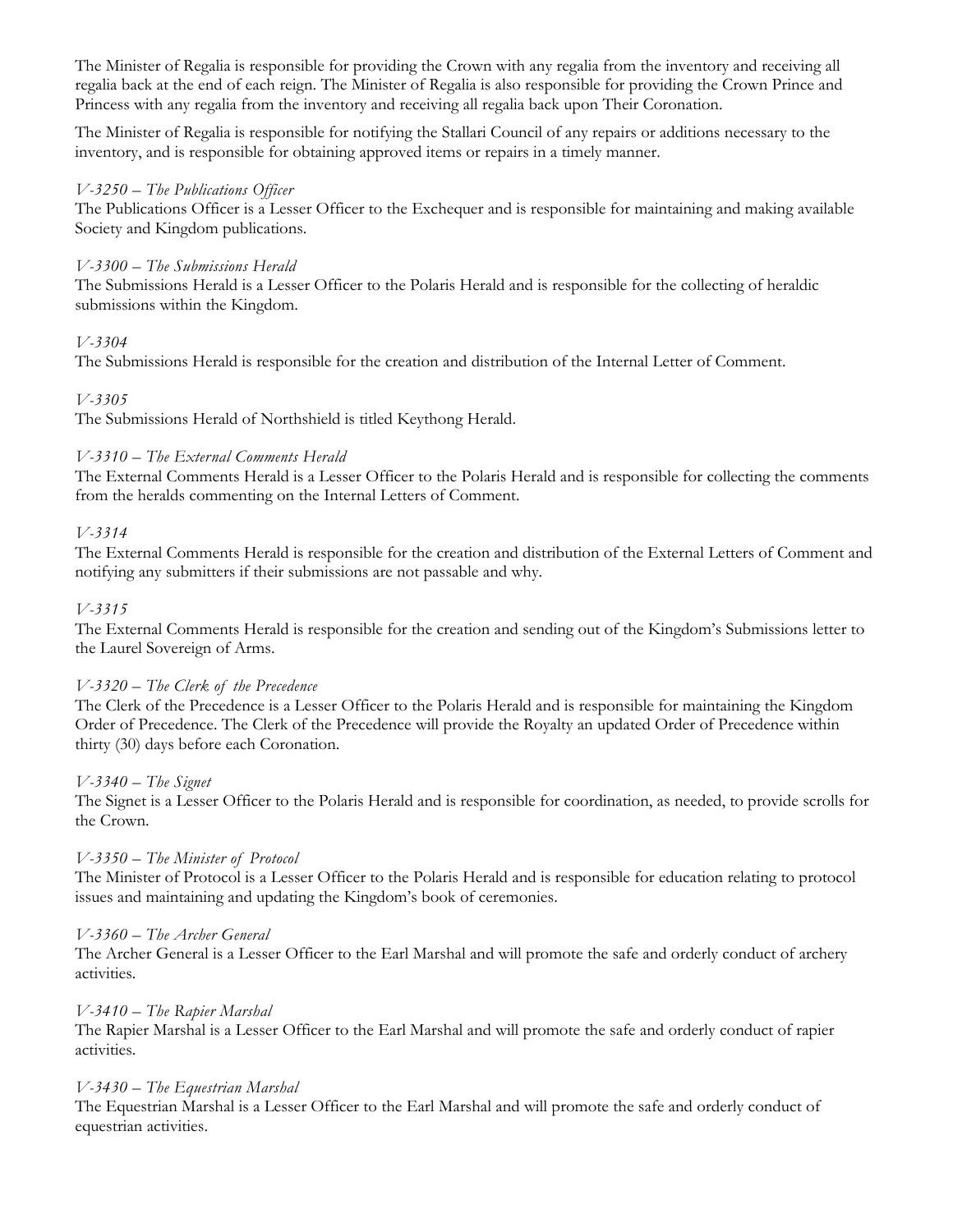The Minister of Regalia is responsible for providing the Crown with any regalia from the inventory and receiving all regalia back at the end of each reign. The Minister of Regalia is also responsible for providing the Crown Prince and Princess with any regalia from the inventory and receiving all regalia back upon Their Coronation.

The Minister of Regalia is responsible for notifying the Stallari Council of any repairs or additions necessary to the inventory, and is responsible for obtaining approved items or repairs in a timely manner.

*V-3250 – The Publications Officer*
The Publications Officer is a Lesser Officer to the Exchequer and is responsible for maintaining and making available Society and Kingdom publications.

*V-3300 – The Submissions Herald*
The Submissions Herald is a Lesser Officer to the Polaris Herald and is responsible for the collecting of heraldic submissions within the Kingdom.

*V-3304*
The Submissions Herald is responsible for the creation and distribution of the Internal Letter of Comment.

*V-3305*
The Submissions Herald of Northshield is titled Keythong Herald.

*V-3310 – The External Comments Herald*
The External Comments Herald is a Lesser Officer to the Polaris Herald and is responsible for collecting the comments from the heralds commenting on the Internal Letters of Comment.

*V-3314*
The External Comments Herald is responsible for the creation and distribution of the External Letters of Comment and notifying any submitters if their submissions are not passable and why.

*V-3315*
The External Comments Herald is responsible for the creation and sending out of the Kingdom's Submissions letter to the Laurel Sovereign of Arms.

*V-3320 – The Clerk of the Precedence*
The Clerk of the Precedence is a Lesser Officer to the Polaris Herald and is responsible for maintaining the Kingdom Order of Precedence. The Clerk of the Precedence will provide the Royalty an updated Order of Precedence within thirty (30) days before each Coronation.

*V-3340 – The Signet*
The Signet is a Lesser Officer to the Polaris Herald and is responsible for coordination, as needed, to provide scrolls for the Crown.

*V-3350 – The Minister of Protocol*
The Minister of Protocol is a Lesser Officer to the Polaris Herald and is responsible for education relating to protocol issues and maintaining and updating the Kingdom's book of ceremonies.

*V-3360 – The Archer General*
The Archer General is a Lesser Officer to the Earl Marshal and will promote the safe and orderly conduct of archery activities.

*V-3410 – The Rapier Marshal*
The Rapier Marshal is a Lesser Officer to the Earl Marshal and will promote the safe and orderly conduct of rapier activities.

*V-3430 – The Equestrian Marshal*
The Equestrian Marshal is a Lesser Officer to the Earl Marshal and will promote the safe and orderly conduct of equestrian activities.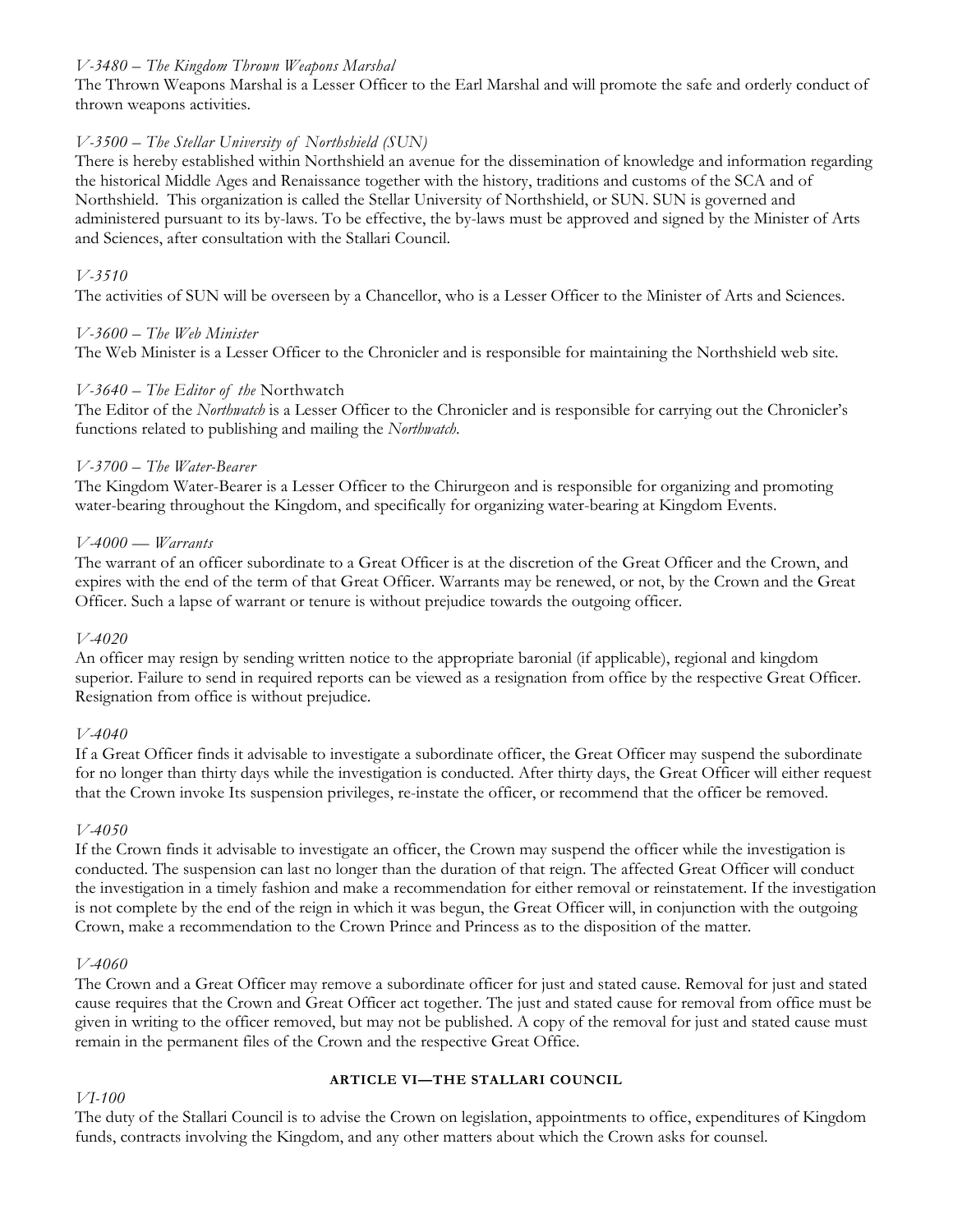*V-3480 – The Kingdom Thrown Weapons Marshal*

The Thrown Weapons Marshal is a Lesser Officer to the Earl Marshal and will promote the safe and orderly conduct of thrown weapons activities.

*V-3500 – The Stellar University of Northshield (SUN)*

There is hereby established within Northshield an avenue for the dissemination of knowledge and information regarding the historical Middle Ages and Renaissance together with the history, traditions and customs of the SCA and of Northshield. This organization is called the Stellar University of Northshield, or SUN. SUN is governed and administered pursuant to its by-laws. To be effective, the by-laws must be approved and signed by the Minister of Arts and Sciences, after consultation with the Stallari Council.

*V-3510*

The activities of SUN will be overseen by a Chancellor, who is a Lesser Officer to the Minister of Arts and Sciences.

*V-3600 – The Web Minister*

The Web Minister is a Lesser Officer to the Chronicler and is responsible for maintaining the Northshield web site.

*V-3640 – The Editor of the* Northwatch

The Editor of the *Northwatch* is a Lesser Officer to the Chronicler and is responsible for carrying out the Chronicler's functions related to publishing and mailing the *Northwatch*.

*V-3700 – The Water-Bearer*

The Kingdom Water-Bearer is a Lesser Officer to the Chirurgeon and is responsible for organizing and promoting water-bearing throughout the Kingdom, and specifically for organizing water-bearing at Kingdom Events.

*V-4000 — Warrants*

The warrant of an officer subordinate to a Great Officer is at the discretion of the Great Officer and the Crown, and expires with the end of the term of that Great Officer. Warrants may be renewed, or not, by the Crown and the Great Officer. Such a lapse of warrant or tenure is without prejudice towards the outgoing officer.

*V-4020*

An officer may resign by sending written notice to the appropriate baronial (if applicable), regional and kingdom superior. Failure to send in required reports can be viewed as a resignation from office by the respective Great Officer. Resignation from office is without prejudice.

*V-4040*

If a Great Officer finds it advisable to investigate a subordinate officer, the Great Officer may suspend the subordinate for no longer than thirty days while the investigation is conducted. After thirty days, the Great Officer will either request that the Crown invoke Its suspension privileges, re-instate the officer, or recommend that the officer be removed.

*V-4050*

If the Crown finds it advisable to investigate an officer, the Crown may suspend the officer while the investigation is conducted. The suspension can last no longer than the duration of that reign. The affected Great Officer will conduct the investigation in a timely fashion and make a recommendation for either removal or reinstatement. If the investigation is not complete by the end of the reign in which it was begun, the Great Officer will, in conjunction with the outgoing Crown, make a recommendation to the Crown Prince and Princess as to the disposition of the matter.

*V-4060*

The Crown and a Great Officer may remove a subordinate officer for just and stated cause. Removal for just and stated cause requires that the Crown and Great Officer act together. The just and stated cause for removal from office must be given in writing to the officer removed, but may not be published. A copy of the removal for just and stated cause must remain in the permanent files of the Crown and the respective Great Office.

## ARTICLE VI—THE STALLARI COUNCIL

*VI-100*

The duty of the Stallari Council is to advise the Crown on legislation, appointments to office, expenditures of Kingdom funds, contracts involving the Kingdom, and any other matters about which the Crown asks for counsel.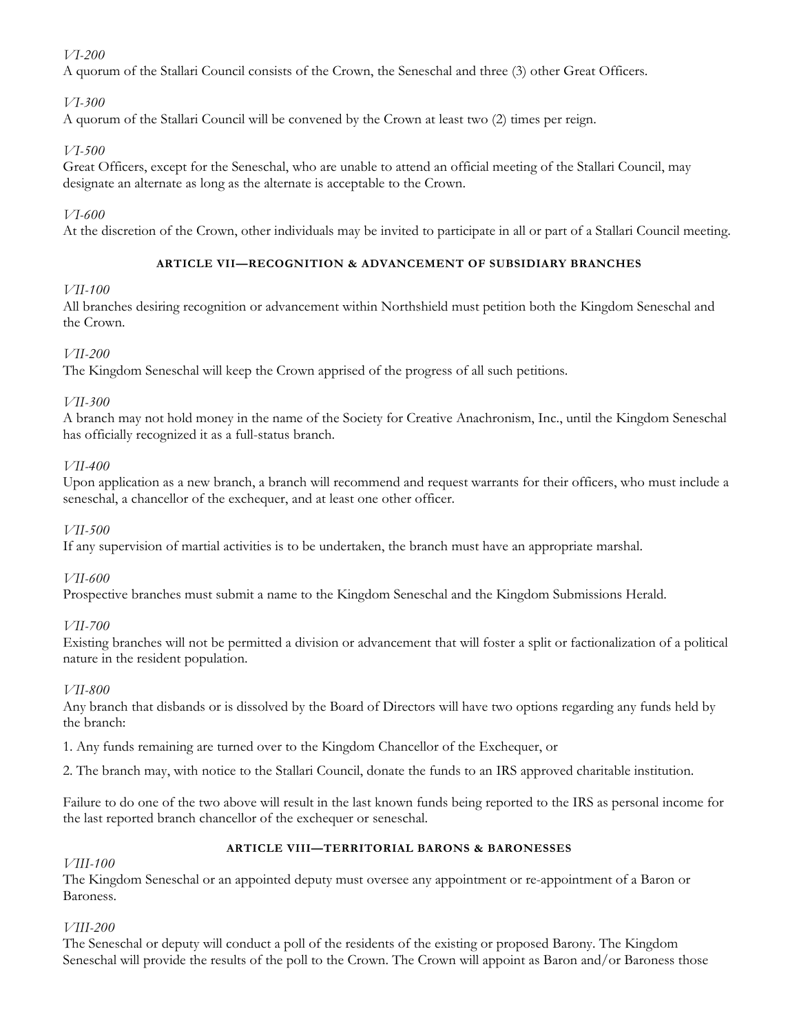*VI-200*
A quorum of the Stallari Council consists of the Crown, the Seneschal and three (3) other Great Officers.

*VI-300*
A quorum of the Stallari Council will be convened by the Crown at least two (2) times per reign.

*VI-500*
Great Officers, except for the Seneschal, who are unable to attend an official meeting of the Stallari Council, may designate an alternate as long as the alternate is acceptable to the Crown.

*VI-600*
At the discretion of the Crown, other individuals may be invited to participate in all or part of a Stallari Council meeting.

#### ARTICLE VII—RECOGNITION & ADVANCEMENT OF SUBSIDIARY BRANCHES

*VII-100*
All branches desiring recognition or advancement within Northshield must petition both the Kingdom Seneschal and the Crown.

*VII-200*
The Kingdom Seneschal will keep the Crown apprised of the progress of all such petitions.

*VII-300*
A branch may not hold money in the name of the Society for Creative Anachronism, Inc., until the Kingdom Seneschal has officially recognized it as a full-status branch.

*VII-400*
Upon application as a new branch, a branch will recommend and request warrants for their officers, who must include a seneschal, a chancellor of the exchequer, and at least one other officer.

*VII-500*
If any supervision of martial activities is to be undertaken, the branch must have an appropriate marshal.

*VII-600*
Prospective branches must submit a name to the Kingdom Seneschal and the Kingdom Submissions Herald.

*VII-700*
Existing branches will not be permitted a division or advancement that will foster a split or factionalization of a political nature in the resident population.

*VII-800*
Any branch that disbands or is dissolved by the Board of Directors will have two options regarding any funds held by the branch:

1. Any funds remaining are turned over to the Kingdom Chancellor of the Exchequer, or

2. The branch may, with notice to the Stallari Council, donate the funds to an IRS approved charitable institution.

Failure to do one of the two above will result in the last known funds being reported to the IRS as personal income for the last reported branch chancellor of the exchequer or seneschal.

#### ARTICLE VIII—TERRITORIAL BARONS & BARONESSES

*VIII-100*
The Kingdom Seneschal or an appointed deputy must oversee any appointment or re-appointment of a Baron or Baroness.

*VIII-200*
The Seneschal or deputy will conduct a poll of the residents of the existing or proposed Barony. The Kingdom Seneschal will provide the results of the poll to the Crown. The Crown will appoint as Baron and/or Baroness those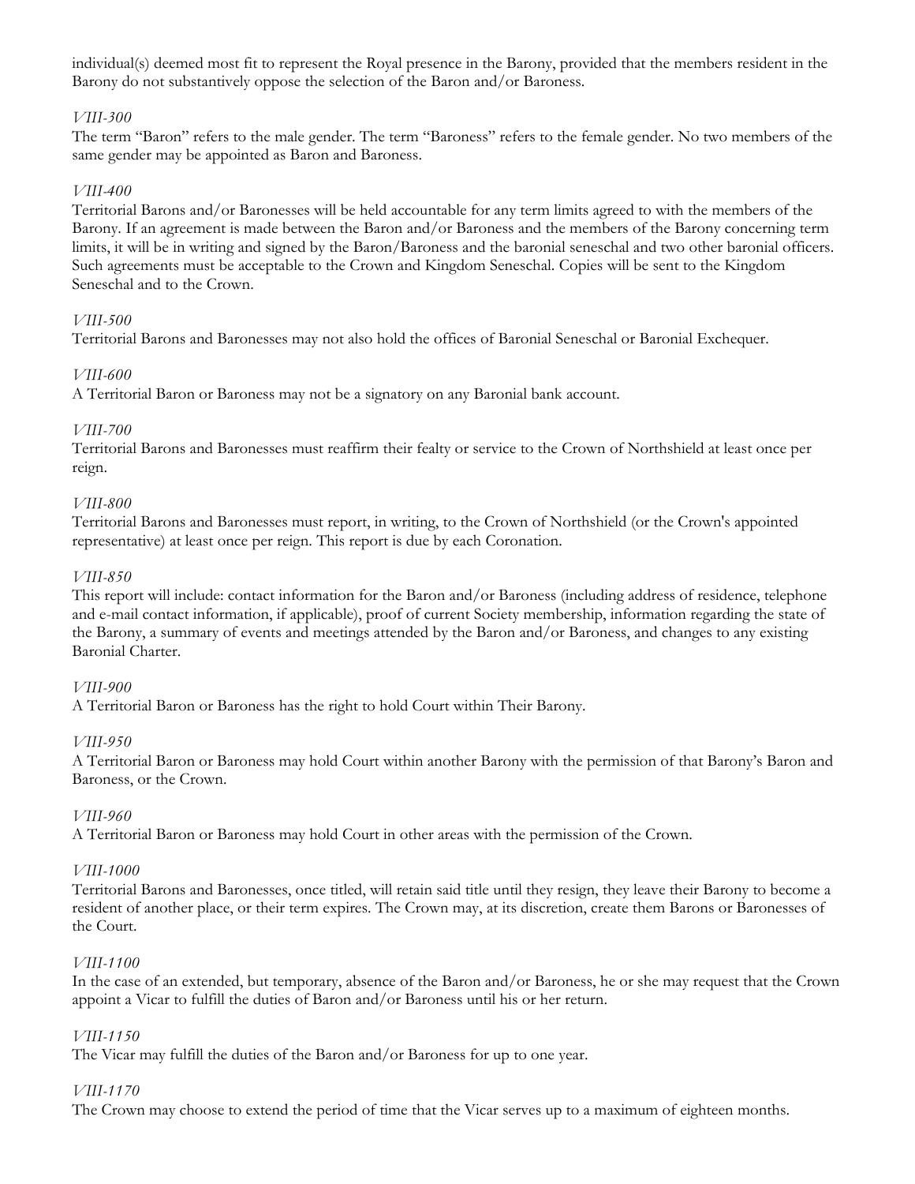individual(s) deemed most fit to represent the Royal presence in the Barony, provided that the members resident in the Barony do not substantively oppose the selection of the Baron and/or Baroness.

*VIII-300*

The term "Baron" refers to the male gender. The term "Baroness" refers to the female gender. No two members of the same gender may be appointed as Baron and Baroness.

*VIII-400*

Territorial Barons and/or Baronesses will be held accountable for any term limits agreed to with the members of the Barony. If an agreement is made between the Baron and/or Baroness and the members of the Barony concerning term limits, it will be in writing and signed by the Baron/Baroness and the baronial seneschal and two other baronial officers. Such agreements must be acceptable to the Crown and Kingdom Seneschal. Copies will be sent to the Kingdom Seneschal and to the Crown.

*VIII-500*

Territorial Barons and Baronesses may not also hold the offices of Baronial Seneschal or Baronial Exchequer.

*VIII-600*

A Territorial Baron or Baroness may not be a signatory on any Baronial bank account.

*VIII-700*

Territorial Barons and Baronesses must reaffirm their fealty or service to the Crown of Northshield at least once per reign.

*VIII-800*

Territorial Barons and Baronesses must report, in writing, to the Crown of Northshield (or the Crown's appointed representative) at least once per reign. This report is due by each Coronation.

*VIII-850*

This report will include: contact information for the Baron and/or Baroness (including address of residence, telephone and e-mail contact information, if applicable), proof of current Society membership, information regarding the state of the Barony, a summary of events and meetings attended by the Baron and/or Baroness, and changes to any existing Baronial Charter.

*VIII-900*

A Territorial Baron or Baroness has the right to hold Court within Their Barony.

*VIII-950*

A Territorial Baron or Baroness may hold Court within another Barony with the permission of that Barony's Baron and Baroness, or the Crown.

*VIII-960*

A Territorial Baron or Baroness may hold Court in other areas with the permission of the Crown.

*VIII-1000*

Territorial Barons and Baronesses, once titled, will retain said title until they resign, they leave their Barony to become a resident of another place, or their term expires. The Crown may, at its discretion, create them Barons or Baronesses of the Court.

*VIII-1100*

In the case of an extended, but temporary, absence of the Baron and/or Baroness, he or she may request that the Crown appoint a Vicar to fulfill the duties of Baron and/or Baroness until his or her return.

*VIII-1150*

The Vicar may fulfill the duties of the Baron and/or Baroness for up to one year.

*VIII-1170*

The Crown may choose to extend the period of time that the Vicar serves up to a maximum of eighteen months.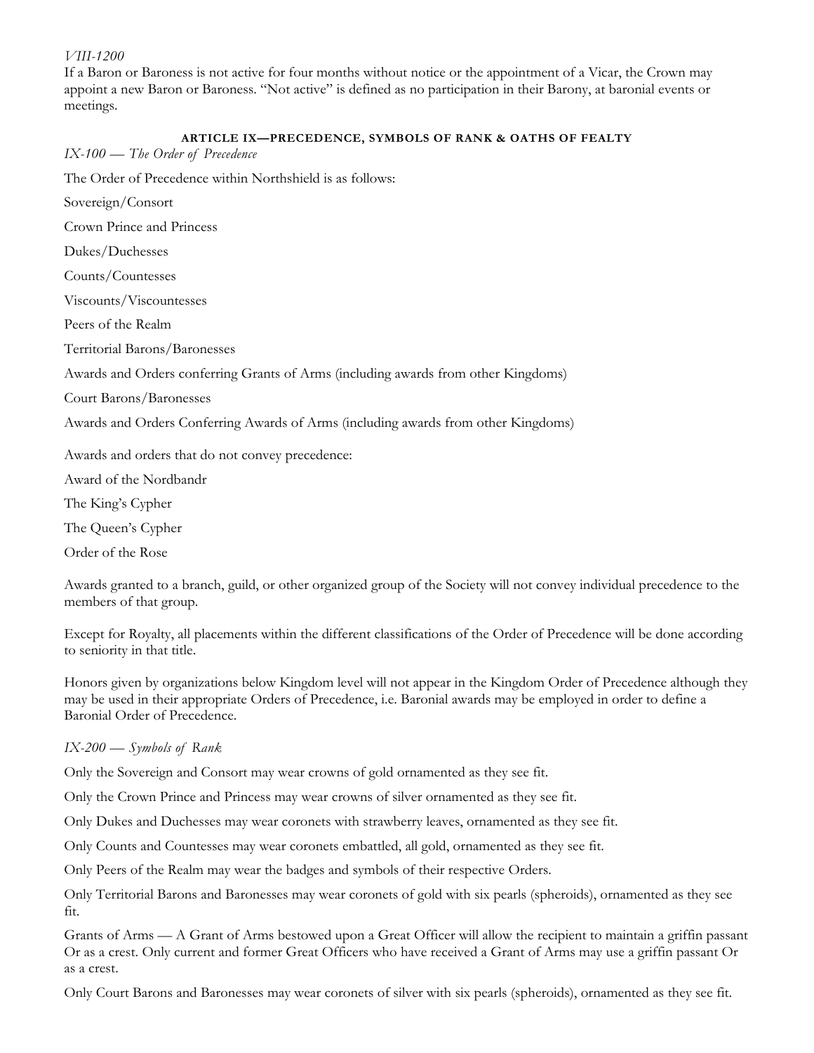*VIII-1200*

If a Baron or Baroness is not active for four months without notice or the appointment of a Vicar, the Crown may appoint a new Baron or Baroness. "Not active" is defined as no participation in their Barony, at baronial events or meetings.

## ARTICLE IX—PRECEDENCE, SYMBOLS OF RANK & OATHS OF FEALTY

*IX-100 — The Order of Precedence*

The Order of Precedence within Northshield is as follows:

Sovereign/Consort

Crown Prince and Princess

Dukes/Duchesses

Counts/Countesses

Viscounts/Viscountesses

Peers of the Realm

Territorial Barons/Baronesses

Awards and Orders conferring Grants of Arms (including awards from other Kingdoms)

Court Barons/Baronesses

Awards and Orders Conferring Awards of Arms (including awards from other Kingdoms)

Awards and orders that do not convey precedence:

Award of the Nordbandr

The King's Cypher

The Queen's Cypher

Order of the Rose

Awards granted to a branch, guild, or other organized group of the Society will not convey individual precedence to the members of that group.

Except for Royalty, all placements within the different classifications of the Order of Precedence will be done according to seniority in that title.

Honors given by organizations below Kingdom level will not appear in the Kingdom Order of Precedence although they may be used in their appropriate Orders of Precedence, i.e. Baronial awards may be employed in order to define a Baronial Order of Precedence.

*IX-200 — Symbols of Rank*

Only the Sovereign and Consort may wear crowns of gold ornamented as they see fit.

Only the Crown Prince and Princess may wear crowns of silver ornamented as they see fit.

Only Dukes and Duchesses may wear coronets with strawberry leaves, ornamented as they see fit.

Only Counts and Countesses may wear coronets embattled, all gold, ornamented as they see fit.

Only Peers of the Realm may wear the badges and symbols of their respective Orders.

Only Territorial Barons and Baronesses may wear coronets of gold with six pearls (spheroids), ornamented as they see fit.

Grants of Arms — A Grant of Arms bestowed upon a Great Officer will allow the recipient to maintain a griffin passant Or as a crest. Only current and former Great Officers who have received a Grant of Arms may use a griffin passant Or as a crest.

Only Court Barons and Baronesses may wear coronets of silver with six pearls (spheroids), ornamented as they see fit.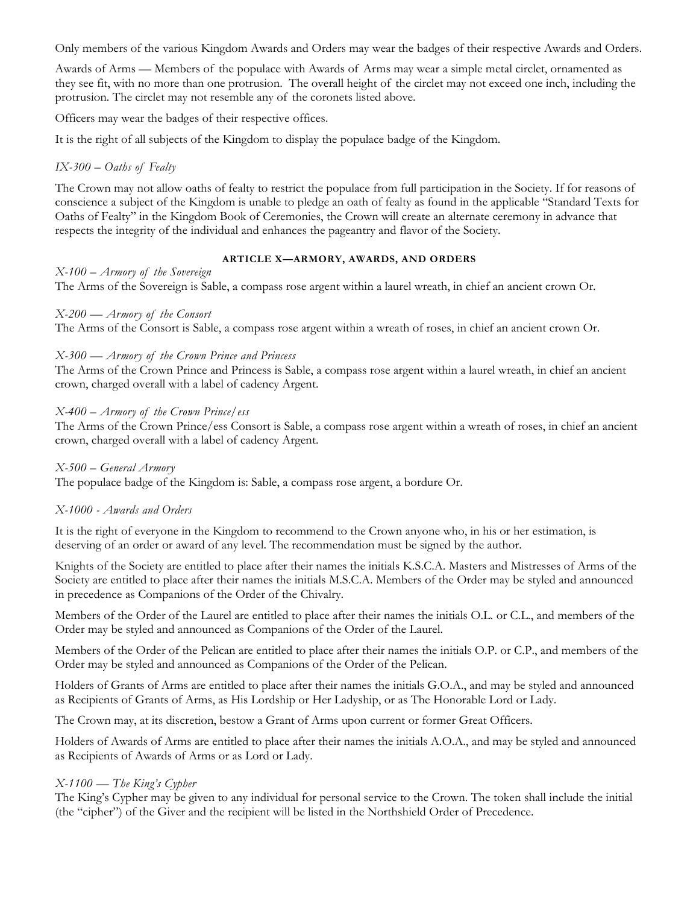Only members of the various Kingdom Awards and Orders may wear the badges of their respective Awards and Orders.

Awards of Arms — Members of the populace with Awards of Arms may wear a simple metal circlet, ornamented as they see fit, with no more than one protrusion. The overall height of the circlet may not exceed one inch, including the protrusion. The circlet may not resemble any of the coronets listed above.

Officers may wear the badges of their respective offices.

It is the right of all subjects of the Kingdom to display the populace badge of the Kingdom.

*IX-300 – Oaths of Fealty*

The Crown may not allow oaths of fealty to restrict the populace from full participation in the Society. If for reasons of conscience a subject of the Kingdom is unable to pledge an oath of fealty as found in the applicable "Standard Texts for Oaths of Fealty" in the Kingdom Book of Ceremonies, the Crown will create an alternate ceremony in advance that respects the integrity of the individual and enhances the pageantry and flavor of the Society.

## ARTICLE X—ARMORY, AWARDS, AND ORDERS

*X-100 – Armory of the Sovereign*
The Arms of the Sovereign is Sable, a compass rose argent within a laurel wreath, in chief an ancient crown Or.

*X-200 — Armory of the Consort*
The Arms of the Consort is Sable, a compass rose argent within a wreath of roses, in chief an ancient crown Or.

*X-300 — Armory of the Crown Prince and Princess*
The Arms of the Crown Prince and Princess is Sable, a compass rose argent within a laurel wreath, in chief an ancient crown, charged overall with a label of cadency Argent.

*X-400 – Armory of the Crown Prince/ess*
The Arms of the Crown Prince/ess Consort is Sable, a compass rose argent within a wreath of roses, in chief an ancient crown, charged overall with a label of cadency Argent.

*X-500 – General Armory*
The populace badge of the Kingdom is: Sable, a compass rose argent, a bordure Or.

*X-1000 - Awards and Orders*

It is the right of everyone in the Kingdom to recommend to the Crown anyone who, in his or her estimation, is deserving of an order or award of any level. The recommendation must be signed by the author.

Knights of the Society are entitled to place after their names the initials K.S.C.A. Masters and Mistresses of Arms of the Society are entitled to place after their names the initials M.S.C.A. Members of the Order may be styled and announced in precedence as Companions of the Order of the Chivalry.

Members of the Order of the Laurel are entitled to place after their names the initials O.L. or C.L., and members of the Order may be styled and announced as Companions of the Order of the Laurel.

Members of the Order of the Pelican are entitled to place after their names the initials O.P. or C.P., and members of the Order may be styled and announced as Companions of the Order of the Pelican.

Holders of Grants of Arms are entitled to place after their names the initials G.O.A., and may be styled and announced as Recipients of Grants of Arms, as His Lordship or Her Ladyship, or as The Honorable Lord or Lady.

The Crown may, at its discretion, bestow a Grant of Arms upon current or former Great Officers.

Holders of Awards of Arms are entitled to place after their names the initials A.O.A., and may be styled and announced as Recipients of Awards of Arms or as Lord or Lady.

*X-1100 — The King's Cypher*
The King's Cypher may be given to any individual for personal service to the Crown. The token shall include the initial (the "cipher") of the Giver and the recipient will be listed in the Northshield Order of Precedence.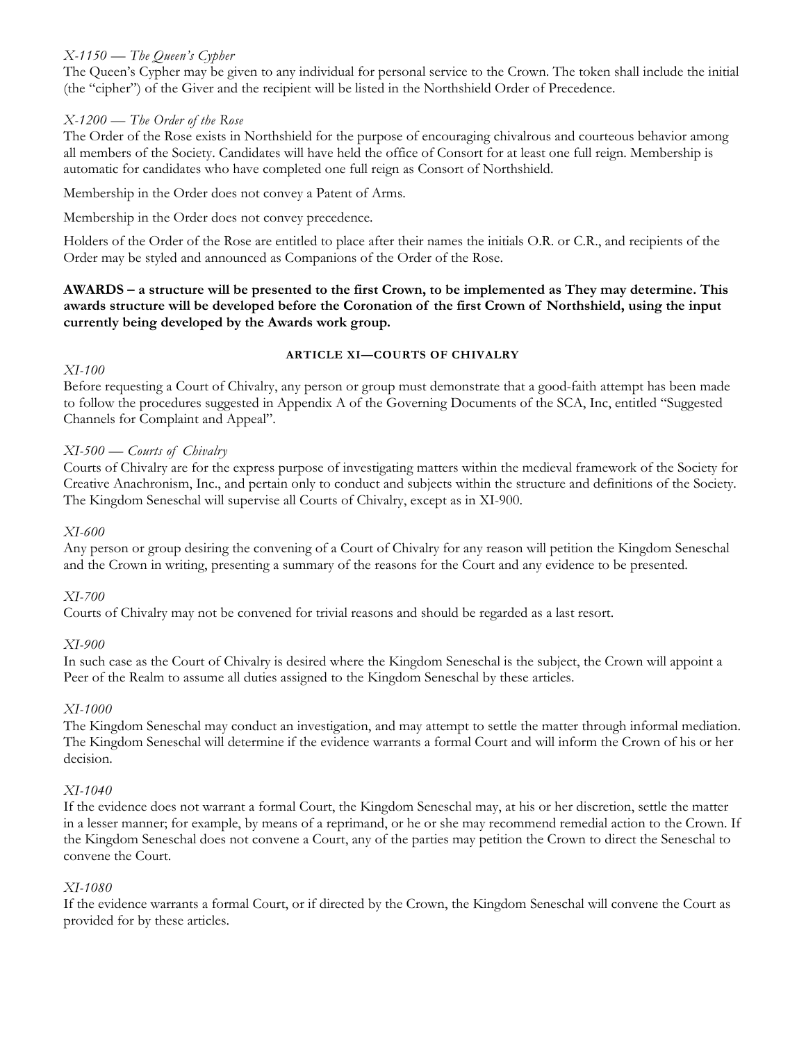*X-1150 — The Queen's Cypher*

The Queen's Cypher may be given to any individual for personal service to the Crown. The token shall include the initial (the "cipher") of the Giver and the recipient will be listed in the Northshield Order of Precedence.

*X-1200 — The Order of the Rose*

The Order of the Rose exists in Northshield for the purpose of encouraging chivalrous and courteous behavior among all members of the Society. Candidates will have held the office of Consort for at least one full reign. Membership is automatic for candidates who have completed one full reign as Consort of Northshield.

Membership in the Order does not convey a Patent of Arms.

Membership in the Order does not convey precedence.

Holders of the Order of the Rose are entitled to place after their names the initials O.R. or C.R., and recipients of the Order may be styled and announced as Companions of the Order of the Rose.

**AWARDS – a structure will be presented to the first Crown, to be implemented as They may determine. This awards structure will be developed before the Coronation of the first Crown of Northshield, using the input currently being developed by the Awards work group.**

## ARTICLE XI—COURTS OF CHIVALRY

*XI-100*

Before requesting a Court of Chivalry, any person or group must demonstrate that a good-faith attempt has been made to follow the procedures suggested in Appendix A of the Governing Documents of the SCA, Inc, entitled "Suggested Channels for Complaint and Appeal".

*XI-500 — Courts of Chivalry*

Courts of Chivalry are for the express purpose of investigating matters within the medieval framework of the Society for Creative Anachronism, Inc., and pertain only to conduct and subjects within the structure and definitions of the Society. The Kingdom Seneschal will supervise all Courts of Chivalry, except as in XI-900.

*XI-600*

Any person or group desiring the convening of a Court of Chivalry for any reason will petition the Kingdom Seneschal and the Crown in writing, presenting a summary of the reasons for the Court and any evidence to be presented.

*XI-700*

Courts of Chivalry may not be convened for trivial reasons and should be regarded as a last resort.

*XI-900*

In such case as the Court of Chivalry is desired where the Kingdom Seneschal is the subject, the Crown will appoint a Peer of the Realm to assume all duties assigned to the Kingdom Seneschal by these articles.

*XI-1000*

The Kingdom Seneschal may conduct an investigation, and may attempt to settle the matter through informal mediation. The Kingdom Seneschal will determine if the evidence warrants a formal Court and will inform the Crown of his or her decision.

*XI-1040*

If the evidence does not warrant a formal Court, the Kingdom Seneschal may, at his or her discretion, settle the matter in a lesser manner; for example, by means of a reprimand, or he or she may recommend remedial action to the Crown. If the Kingdom Seneschal does not convene a Court, any of the parties may petition the Crown to direct the Seneschal to convene the Court.

*XI-1080*

If the evidence warrants a formal Court, or if directed by the Crown, the Kingdom Seneschal will convene the Court as provided for by these articles.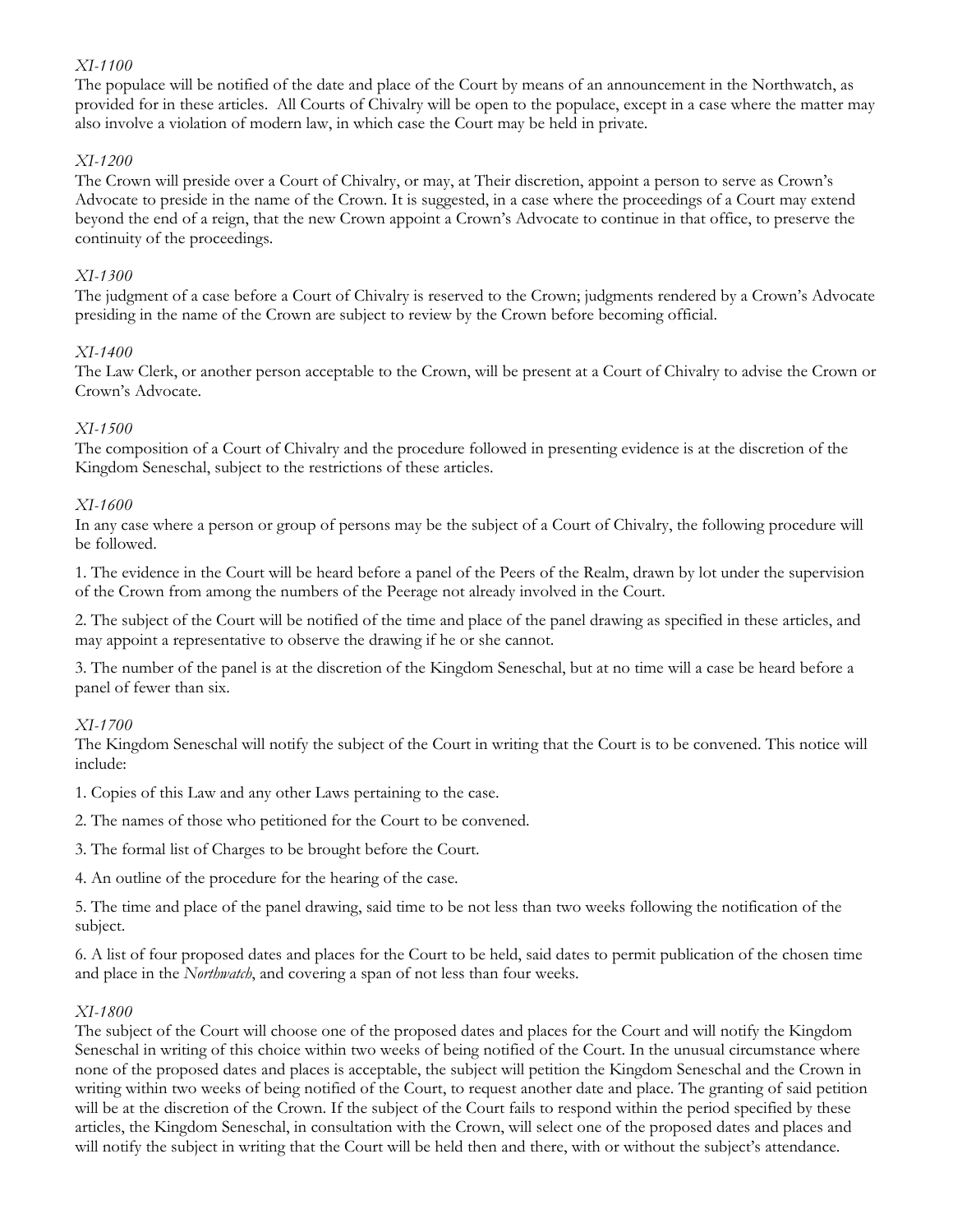*XI-1100*

The populace will be notified of the date and place of the Court by means of an announcement in the Northwatch, as provided for in these articles. All Courts of Chivalry will be open to the populace, except in a case where the matter may also involve a violation of modern law, in which case the Court may be held in private.

*XI-1200*

The Crown will preside over a Court of Chivalry, or may, at Their discretion, appoint a person to serve as Crown's Advocate to preside in the name of the Crown. It is suggested, in a case where the proceedings of a Court may extend beyond the end of a reign, that the new Crown appoint a Crown's Advocate to continue in that office, to preserve the continuity of the proceedings.

*XI-1300*

The judgment of a case before a Court of Chivalry is reserved to the Crown; judgments rendered by a Crown's Advocate presiding in the name of the Crown are subject to review by the Crown before becoming official.

*XI-1400*

The Law Clerk, or another person acceptable to the Crown, will be present at a Court of Chivalry to advise the Crown or Crown's Advocate.

*XI-1500*

The composition of a Court of Chivalry and the procedure followed in presenting evidence is at the discretion of the Kingdom Seneschal, subject to the restrictions of these articles.

*XI-1600*

In any case where a person or group of persons may be the subject of a Court of Chivalry, the following procedure will be followed.

1. The evidence in the Court will be heard before a panel of the Peers of the Realm, drawn by lot under the supervision of the Crown from among the numbers of the Peerage not already involved in the Court.

2. The subject of the Court will be notified of the time and place of the panel drawing as specified in these articles, and may appoint a representative to observe the drawing if he or she cannot.

3. The number of the panel is at the discretion of the Kingdom Seneschal, but at no time will a case be heard before a panel of fewer than six.

*XI-1700*

The Kingdom Seneschal will notify the subject of the Court in writing that the Court is to be convened. This notice will include:

1. Copies of this Law and any other Laws pertaining to the case.

2. The names of those who petitioned for the Court to be convened.

3. The formal list of Charges to be brought before the Court.

4. An outline of the procedure for the hearing of the case.

5. The time and place of the panel drawing, said time to be not less than two weeks following the notification of the subject.

6. A list of four proposed dates and places for the Court to be held, said dates to permit publication of the chosen time and place in the *Northwatch*, and covering a span of not less than four weeks.

*XI-1800*

The subject of the Court will choose one of the proposed dates and places for the Court and will notify the Kingdom Seneschal in writing of this choice within two weeks of being notified of the Court. In the unusual circumstance where none of the proposed dates and places is acceptable, the subject will petition the Kingdom Seneschal and the Crown in writing within two weeks of being notified of the Court, to request another date and place. The granting of said petition will be at the discretion of the Crown. If the subject of the Court fails to respond within the period specified by these articles, the Kingdom Seneschal, in consultation with the Crown, will select one of the proposed dates and places and will notify the subject in writing that the Court will be held then and there, with or without the subject's attendance.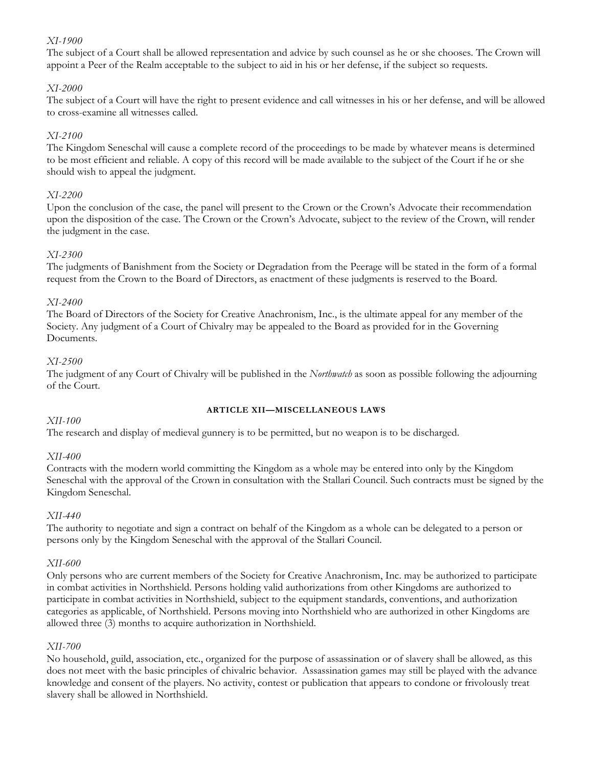*XI-1900*

The subject of a Court shall be allowed representation and advice by such counsel as he or she chooses. The Crown will appoint a Peer of the Realm acceptable to the subject to aid in his or her defense, if the subject so requests.

*XI-2000*

The subject of a Court will have the right to present evidence and call witnesses in his or her defense, and will be allowed to cross-examine all witnesses called.

*XI-2100*

The Kingdom Seneschal will cause a complete record of the proceedings to be made by whatever means is determined to be most efficient and reliable. A copy of this record will be made available to the subject of the Court if he or she should wish to appeal the judgment.

*XI-2200*

Upon the conclusion of the case, the panel will present to the Crown or the Crown's Advocate their recommendation upon the disposition of the case. The Crown or the Crown's Advocate, subject to the review of the Crown, will render the judgment in the case.

*XI-2300*

The judgments of Banishment from the Society or Degradation from the Peerage will be stated in the form of a formal request from the Crown to the Board of Directors, as enactment of these judgments is reserved to the Board.

*XI-2400*

The Board of Directors of the Society for Creative Anachronism, Inc., is the ultimate appeal for any member of the Society. Any judgment of a Court of Chivalry may be appealed to the Board as provided for in the Governing Documents.

*XI-2500*

The judgment of any Court of Chivalry will be published in the *Northwatch* as soon as possible following the adjourning of the Court.

## ARTICLE XII—MISCELLANEOUS LAWS

*XII-100*

The research and display of medieval gunnery is to be permitted, but no weapon is to be discharged.

*XII-400*

Contracts with the modern world committing the Kingdom as a whole may be entered into only by the Kingdom Seneschal with the approval of the Crown in consultation with the Stallari Council. Such contracts must be signed by the Kingdom Seneschal.

*XII-440*

The authority to negotiate and sign a contract on behalf of the Kingdom as a whole can be delegated to a person or persons only by the Kingdom Seneschal with the approval of the Stallari Council.

*XII-600*

Only persons who are current members of the Society for Creative Anachronism, Inc. may be authorized to participate in combat activities in Northshield. Persons holding valid authorizations from other Kingdoms are authorized to participate in combat activities in Northshield, subject to the equipment standards, conventions, and authorization categories as applicable, of Northshield. Persons moving into Northshield who are authorized in other Kingdoms are allowed three (3) months to acquire authorization in Northshield.

*XII-700*

No household, guild, association, etc., organized for the purpose of assassination or of slavery shall be allowed, as this does not meet with the basic principles of chivalric behavior. Assassination games may still be played with the advance knowledge and consent of the players. No activity, contest or publication that appears to condone or frivolously treat slavery shall be allowed in Northshield.